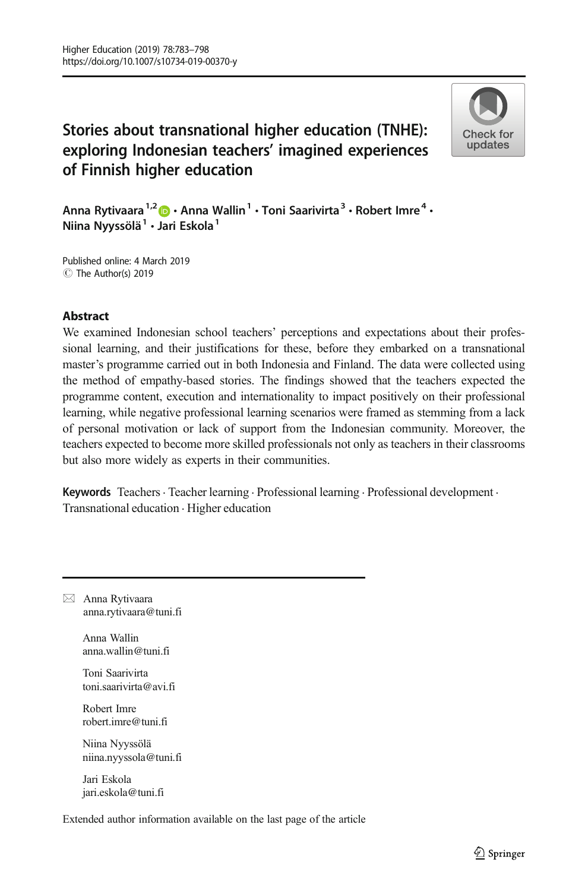# Stories about transnational higher education (TNHE): exploring Indonesian teachers' imagined experiences of Finnish higher education

Anna Rytivaara[1,2] · Anna Wallin[1] · Toni Saarivirta[3] · Robert Imre[4] · Niina Nyyssölä[1] · Jari Eskola[1]

Published online: 4 March 2019
© The Author(s) 2019

## Abstract

We examined Indonesian school teachers' perceptions and expectations about their professional learning, and their justifications for these, before they embarked on a transnational master's programme carried out in both Indonesia and Finland. The data were collected using the method of empathy-based stories. The findings showed that the teachers expected the programme content, execution and internationality to impact positively on their professional learning, while negative professional learning scenarios were framed as stemming from a lack of personal motivation or lack of support from the Indonesian community. Moreover, the teachers expected to become more skilled professionals not only as teachers in their classrooms but also more widely as experts in their communities.

**Keywords** Teachers · Teacher learning · Professional learning · Professional development · Transnational education · Higher education

---

✉ Anna Rytivaara
anna.rytivaara@tuni.fi

Anna Wallin
anna.wallin@tuni.fi

Toni Saarivirta
toni.saarivirta@avi.fi

Robert Imre
robert.imre@tuni.fi

Niina Nyyssölä
niina.nyyssola@tuni.fi

Jari Eskola
jari.eskola@tuni.fi

Extended author information available on the last page of the article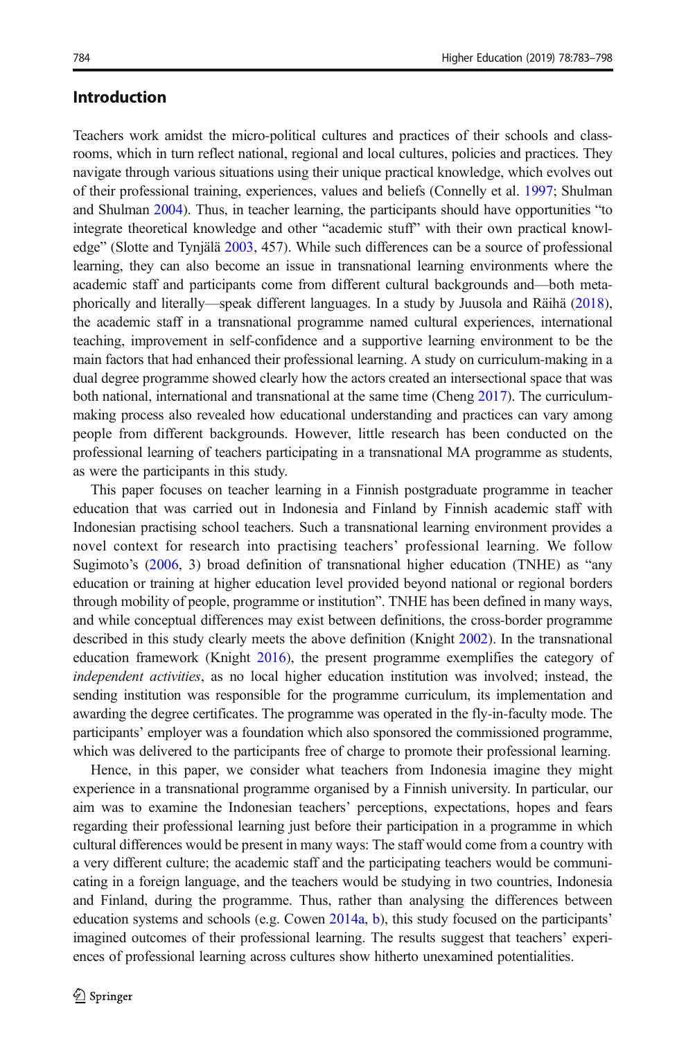## Introduction

Teachers work amidst the micro-political cultures and practices of their schools and classrooms, which in turn reflect national, regional and local cultures, policies and practices. They navigate through various situations using their unique practical knowledge, which evolves out of their professional training, experiences, values and beliefs (Connelly et al. 1997; Shulman and Shulman 2004). Thus, in teacher learning, the participants should have opportunities "to integrate theoretical knowledge and other "academic stuff" with their own practical knowledge" (Slotte and Tynjälä 2003, 457). While such differences can be a source of professional learning, they can also become an issue in transnational learning environments where the academic staff and participants come from different cultural backgrounds and—both metaphorically and literally—speak different languages. In a study by Juusola and Räihä (2018), the academic staff in a transnational programme named cultural experiences, international teaching, improvement in self-confidence and a supportive learning environment to be the main factors that had enhanced their professional learning. A study on curriculum-making in a dual degree programme showed clearly how the actors created an intersectional space that was both national, international and transnational at the same time (Cheng 2017). The curriculum-making process also revealed how educational understanding and practices can vary among people from different backgrounds. However, little research has been conducted on the professional learning of teachers participating in a transnational MA programme as students, as were the participants in this study.

This paper focuses on teacher learning in a Finnish postgraduate programme in teacher education that was carried out in Indonesia and Finland by Finnish academic staff with Indonesian practising school teachers. Such a transnational learning environment provides a novel context for research into practising teachers' professional learning. We follow Sugimoto's (2006, 3) broad definition of transnational higher education (TNHE) as "any education or training at higher education level provided beyond national or regional borders through mobility of people, programme or institution". TNHE has been defined in many ways, and while conceptual differences may exist between definitions, the cross-border programme described in this study clearly meets the above definition (Knight 2002). In the transnational education framework (Knight 2016), the present programme exemplifies the category of *independent activities*, as no local higher education institution was involved; instead, the sending institution was responsible for the programme curriculum, its implementation and awarding the degree certificates. The programme was operated in the fly-in-faculty mode. The participants' employer was a foundation which also sponsored the commissioned programme, which was delivered to the participants free of charge to promote their professional learning.

Hence, in this paper, we consider what teachers from Indonesia imagine they might experience in a transnational programme organised by a Finnish university. In particular, our aim was to examine the Indonesian teachers' perceptions, expectations, hopes and fears regarding their professional learning just before their participation in a programme in which cultural differences would be present in many ways: The staff would come from a country with a very different culture; the academic staff and the participating teachers would be communicating in a foreign language, and the teachers would be studying in two countries, Indonesia and Finland, during the programme. Thus, rather than analysing the differences between education systems and schools (e.g. Cowen 2014a, b), this study focused on the participants' imagined outcomes of their professional learning. The results suggest that teachers' experiences of professional learning across cultures show hitherto unexamined potentialities.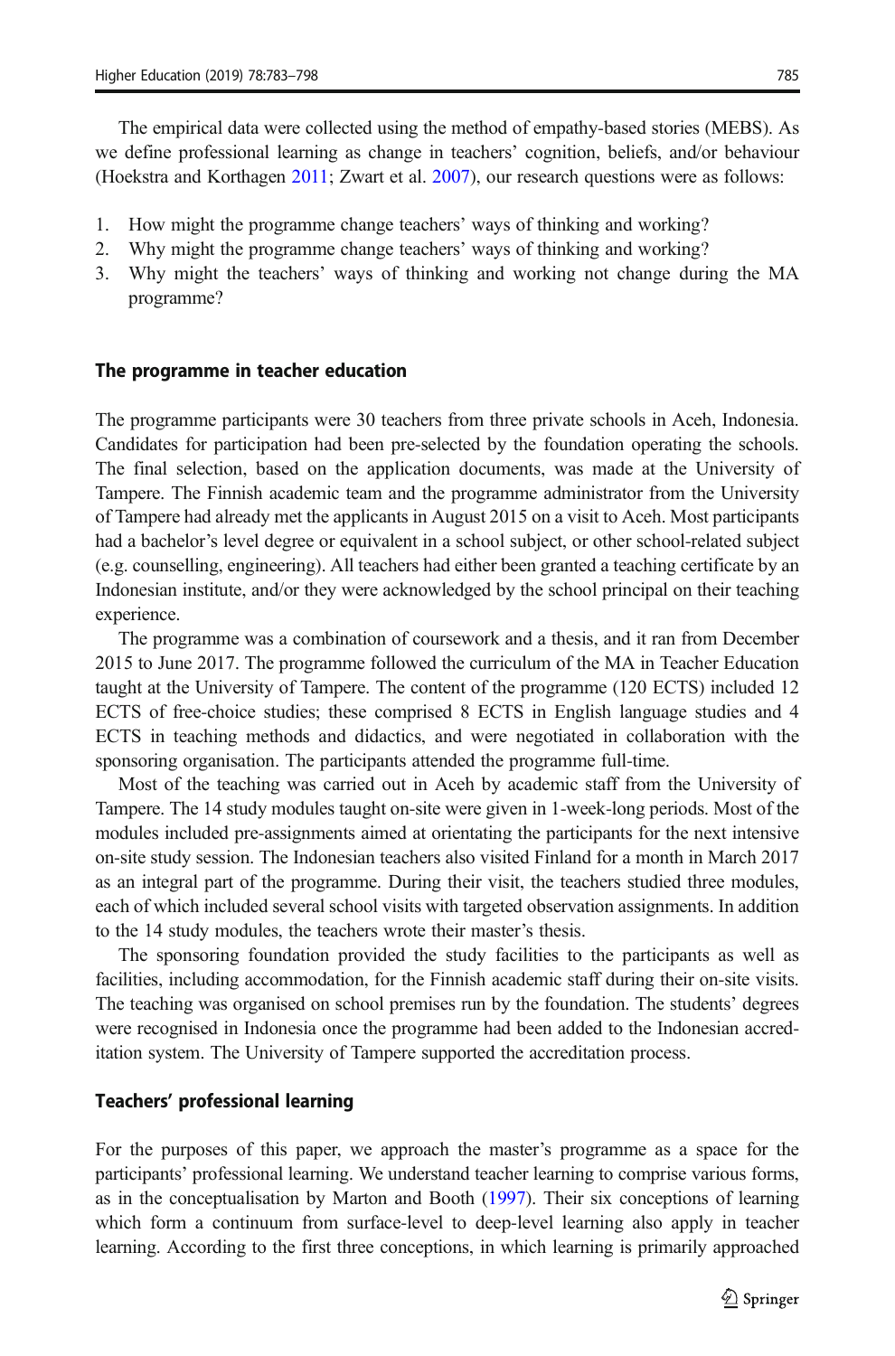The empirical data were collected using the method of empathy-based stories (MEBS). As we define professional learning as change in teachers' cognition, beliefs, and/or behaviour (Hoekstra and Korthagen 2011; Zwart et al. 2007), our research questions were as follows:

1. How might the programme change teachers' ways of thinking and working?
2. Why might the programme change teachers' ways of thinking and working?
3. Why might the teachers' ways of thinking and working not change during the MA programme?

## The programme in teacher education

The programme participants were 30 teachers from three private schools in Aceh, Indonesia. Candidates for participation had been pre-selected by the foundation operating the schools. The final selection, based on the application documents, was made at the University of Tampere. The Finnish academic team and the programme administrator from the University of Tampere had already met the applicants in August 2015 on a visit to Aceh. Most participants had a bachelor's level degree or equivalent in a school subject, or other school-related subject (e.g. counselling, engineering). All teachers had either been granted a teaching certificate by an Indonesian institute, and/or they were acknowledged by the school principal on their teaching experience.

The programme was a combination of coursework and a thesis, and it ran from December 2015 to June 2017. The programme followed the curriculum of the MA in Teacher Education taught at the University of Tampere. The content of the programme (120 ECTS) included 12 ECTS of free-choice studies; these comprised 8 ECTS in English language studies and 4 ECTS in teaching methods and didactics, and were negotiated in collaboration with the sponsoring organisation. The participants attended the programme full-time.

Most of the teaching was carried out in Aceh by academic staff from the University of Tampere. The 14 study modules taught on-site were given in 1-week-long periods. Most of the modules included pre-assignments aimed at orientating the participants for the next intensive on-site study session. The Indonesian teachers also visited Finland for a month in March 2017 as an integral part of the programme. During their visit, the teachers studied three modules, each of which included several school visits with targeted observation assignments. In addition to the 14 study modules, the teachers wrote their master's thesis.

The sponsoring foundation provided the study facilities to the participants as well as facilities, including accommodation, for the Finnish academic staff during their on-site visits. The teaching was organised on school premises run by the foundation. The students' degrees were recognised in Indonesia once the programme had been added to the Indonesian accreditation system. The University of Tampere supported the accreditation process.

## Teachers' professional learning

For the purposes of this paper, we approach the master's programme as a space for the participants' professional learning. We understand teacher learning to comprise various forms, as in the conceptualisation by Marton and Booth (1997). Their six conceptions of learning which form a continuum from surface-level to deep-level learning also apply in teacher learning. According to the first three conceptions, in which learning is primarily approached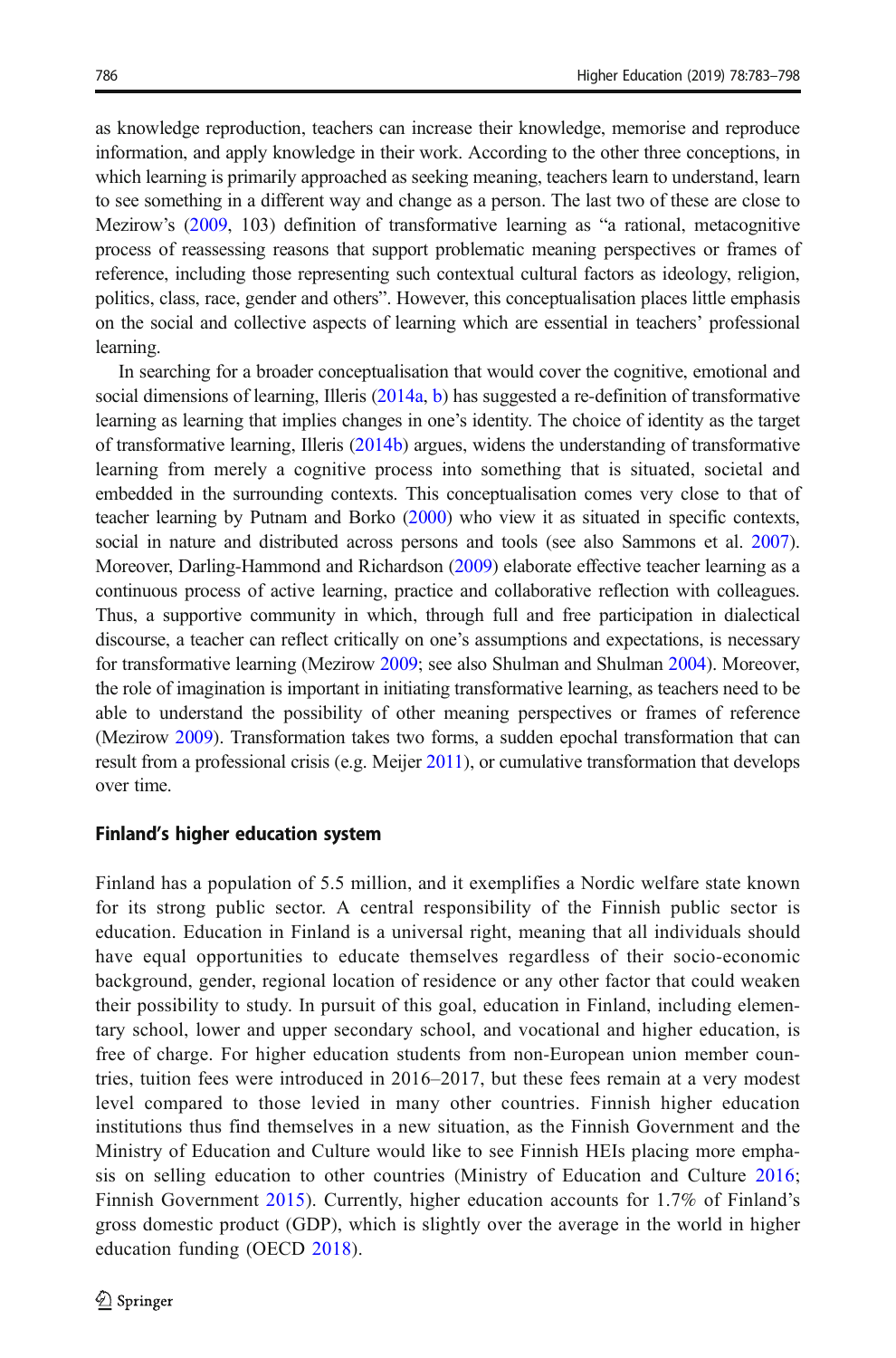as knowledge reproduction, teachers can increase their knowledge, memorise and reproduce information, and apply knowledge in their work. According to the other three conceptions, in which learning is primarily approached as seeking meaning, teachers learn to understand, learn to see something in a different way and change as a person. The last two of these are close to Mezirow's (2009, 103) definition of transformative learning as "a rational, metacognitive process of reassessing reasons that support problematic meaning perspectives or frames of reference, including those representing such contextual cultural factors as ideology, religion, politics, class, race, gender and others". However, this conceptualisation places little emphasis on the social and collective aspects of learning which are essential in teachers' professional learning.

In searching for a broader conceptualisation that would cover the cognitive, emotional and social dimensions of learning, Illeris (2014a, b) has suggested a re-definition of transformative learning as learning that implies changes in one's identity. The choice of identity as the target of transformative learning, Illeris (2014b) argues, widens the understanding of transformative learning from merely a cognitive process into something that is situated, societal and embedded in the surrounding contexts. This conceptualisation comes very close to that of teacher learning by Putnam and Borko (2000) who view it as situated in specific contexts, social in nature and distributed across persons and tools (see also Sammons et al. 2007). Moreover, Darling-Hammond and Richardson (2009) elaborate effective teacher learning as a continuous process of active learning, practice and collaborative reflection with colleagues. Thus, a supportive community in which, through full and free participation in dialectical discourse, a teacher can reflect critically on one's assumptions and expectations, is necessary for transformative learning (Mezirow 2009; see also Shulman and Shulman 2004). Moreover, the role of imagination is important in initiating transformative learning, as teachers need to be able to understand the possibility of other meaning perspectives or frames of reference (Mezirow 2009). Transformation takes two forms, a sudden epochal transformation that can result from a professional crisis (e.g. Meijer 2011), or cumulative transformation that develops over time.

## Finland's higher education system

Finland has a population of 5.5 million, and it exemplifies a Nordic welfare state known for its strong public sector. A central responsibility of the Finnish public sector is education. Education in Finland is a universal right, meaning that all individuals should have equal opportunities to educate themselves regardless of their socio-economic background, gender, regional location of residence or any other factor that could weaken their possibility to study. In pursuit of this goal, education in Finland, including elementary school, lower and upper secondary school, and vocational and higher education, is free of charge. For higher education students from non-European union member countries, tuition fees were introduced in 2016–2017, but these fees remain at a very modest level compared to those levied in many other countries. Finnish higher education institutions thus find themselves in a new situation, as the Finnish Government and the Ministry of Education and Culture would like to see Finnish HEIs placing more emphasis on selling education to other countries (Ministry of Education and Culture 2016; Finnish Government 2015). Currently, higher education accounts for 1.7% of Finland's gross domestic product (GDP), which is slightly over the average in the world in higher education funding (OECD 2018).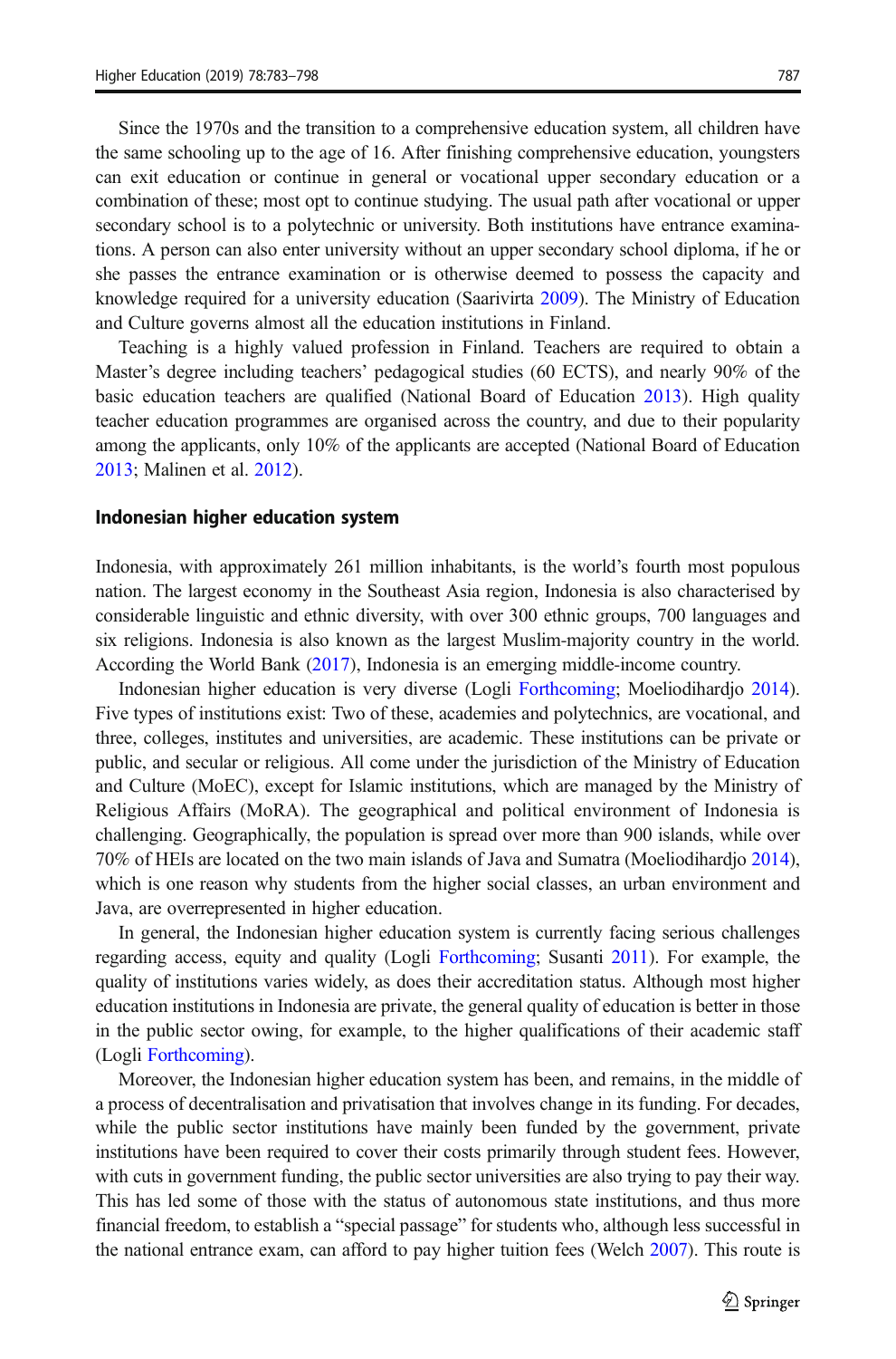Since the 1970s and the transition to a comprehensive education system, all children have the same schooling up to the age of 16. After finishing comprehensive education, youngsters can exit education or continue in general or vocational upper secondary education or a combination of these; most opt to continue studying. The usual path after vocational or upper secondary school is to a polytechnic or university. Both institutions have entrance examinations. A person can also enter university without an upper secondary school diploma, if he or she passes the entrance examination or is otherwise deemed to possess the capacity and knowledge required for a university education (Saarivirta 2009). The Ministry of Education and Culture governs almost all the education institutions in Finland.

Teaching is a highly valued profession in Finland. Teachers are required to obtain a Master's degree including teachers' pedagogical studies (60 ECTS), and nearly 90% of the basic education teachers are qualified (National Board of Education 2013). High quality teacher education programmes are organised across the country, and due to their popularity among the applicants, only 10% of the applicants are accepted (National Board of Education 2013; Malinen et al. 2012).

### Indonesian higher education system

Indonesia, with approximately 261 million inhabitants, is the world's fourth most populous nation. The largest economy in the Southeast Asia region, Indonesia is also characterised by considerable linguistic and ethnic diversity, with over 300 ethnic groups, 700 languages and six religions. Indonesia is also known as the largest Muslim-majority country in the world. According the World Bank (2017), Indonesia is an emerging middle-income country.

Indonesian higher education is very diverse (Logli Forthcoming; Moeliodihardjo 2014). Five types of institutions exist: Two of these, academies and polytechnics, are vocational, and three, colleges, institutes and universities, are academic. These institutions can be private or public, and secular or religious. All come under the jurisdiction of the Ministry of Education and Culture (MoEC), except for Islamic institutions, which are managed by the Ministry of Religious Affairs (MoRA). The geographical and political environment of Indonesia is challenging. Geographically, the population is spread over more than 900 islands, while over 70% of HEIs are located on the two main islands of Java and Sumatra (Moeliodihardjo 2014), which is one reason why students from the higher social classes, an urban environment and Java, are overrepresented in higher education.

In general, the Indonesian higher education system is currently facing serious challenges regarding access, equity and quality (Logli Forthcoming; Susanti 2011). For example, the quality of institutions varies widely, as does their accreditation status. Although most higher education institutions in Indonesia are private, the general quality of education is better in those in the public sector owing, for example, to the higher qualifications of their academic staff (Logli Forthcoming).

Moreover, the Indonesian higher education system has been, and remains, in the middle of a process of decentralisation and privatisation that involves change in its funding. For decades, while the public sector institutions have mainly been funded by the government, private institutions have been required to cover their costs primarily through student fees. However, with cuts in government funding, the public sector universities are also trying to pay their way. This has led some of those with the status of autonomous state institutions, and thus more financial freedom, to establish a "special passage" for students who, although less successful in the national entrance exam, can afford to pay higher tuition fees (Welch 2007). This route is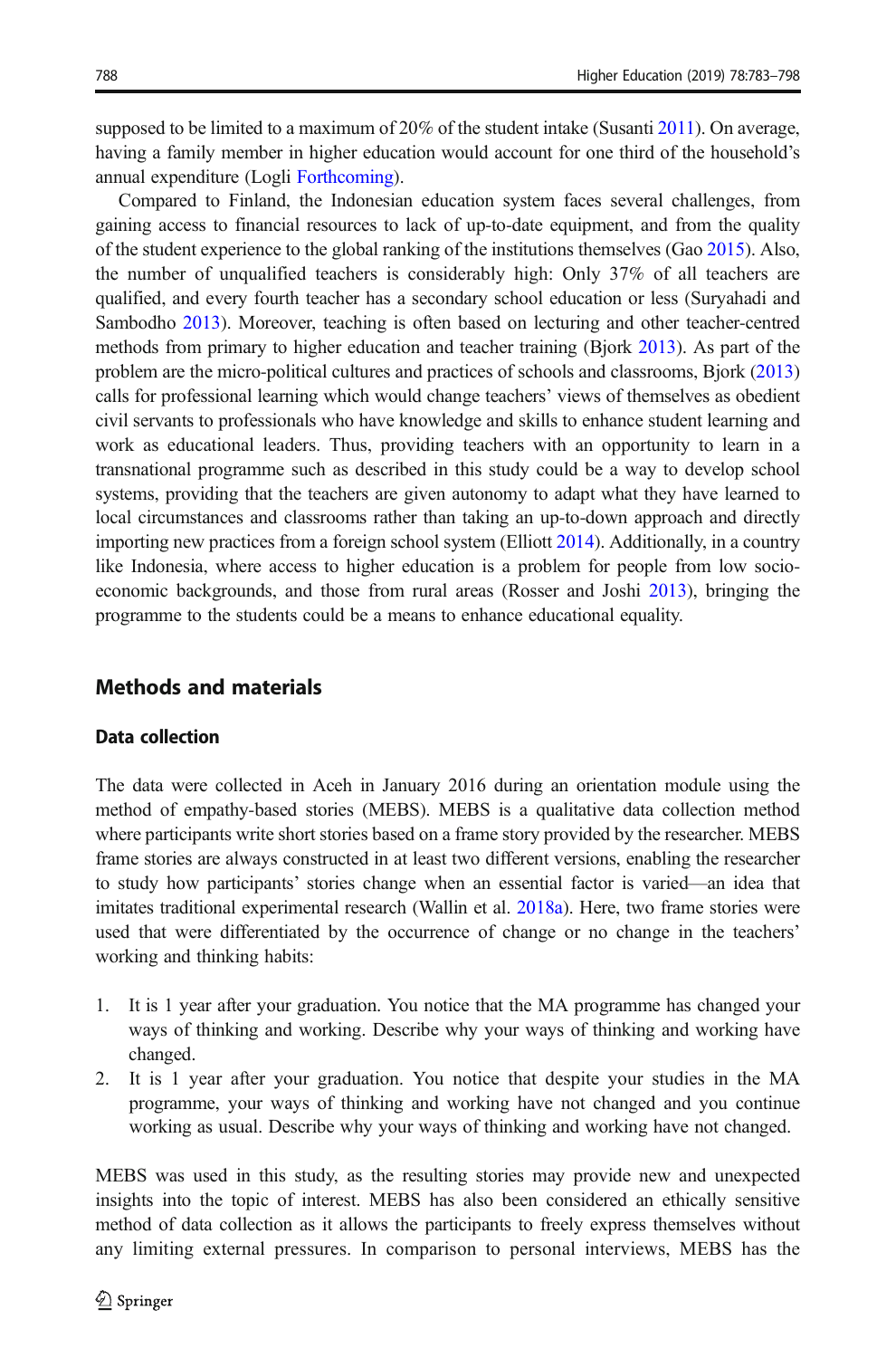supposed to be limited to a maximum of 20% of the student intake (Susanti 2011). On average, having a family member in higher education would account for one third of the household's annual expenditure (Logli Forthcoming).

Compared to Finland, the Indonesian education system faces several challenges, from gaining access to financial resources to lack of up-to-date equipment, and from the quality of the student experience to the global ranking of the institutions themselves (Gao 2015). Also, the number of unqualified teachers is considerably high: Only 37% of all teachers are qualified, and every fourth teacher has a secondary school education or less (Suryahadi and Sambodho 2013). Moreover, teaching is often based on lecturing and other teacher-centred methods from primary to higher education and teacher training (Bjork 2013). As part of the problem are the micro-political cultures and practices of schools and classrooms, Bjork (2013) calls for professional learning which would change teachers' views of themselves as obedient civil servants to professionals who have knowledge and skills to enhance student learning and work as educational leaders. Thus, providing teachers with an opportunity to learn in a transnational programme such as described in this study could be a way to develop school systems, providing that the teachers are given autonomy to adapt what they have learned to local circumstances and classrooms rather than taking an up-to-down approach and directly importing new practices from a foreign school system (Elliott 2014). Additionally, in a country like Indonesia, where access to higher education is a problem for people from low socio-economic backgrounds, and those from rural areas (Rosser and Joshi 2013), bringing the programme to the students could be a means to enhance educational equality.

## Methods and materials

### Data collection

The data were collected in Aceh in January 2016 during an orientation module using the method of empathy-based stories (MEBS). MEBS is a qualitative data collection method where participants write short stories based on a frame story provided by the researcher. MEBS frame stories are always constructed in at least two different versions, enabling the researcher to study how participants' stories change when an essential factor is varied—an idea that imitates traditional experimental research (Wallin et al. 2018a). Here, two frame stories were used that were differentiated by the occurrence of change or no change in the teachers' working and thinking habits:

1. It is 1 year after your graduation. You notice that the MA programme has changed your ways of thinking and working. Describe why your ways of thinking and working have changed.
2. It is 1 year after your graduation. You notice that despite your studies in the MA programme, your ways of thinking and working have not changed and you continue working as usual. Describe why your ways of thinking and working have not changed.

MEBS was used in this study, as the resulting stories may provide new and unexpected insights into the topic of interest. MEBS has also been considered an ethically sensitive method of data collection as it allows the participants to freely express themselves without any limiting external pressures. In comparison to personal interviews, MEBS has the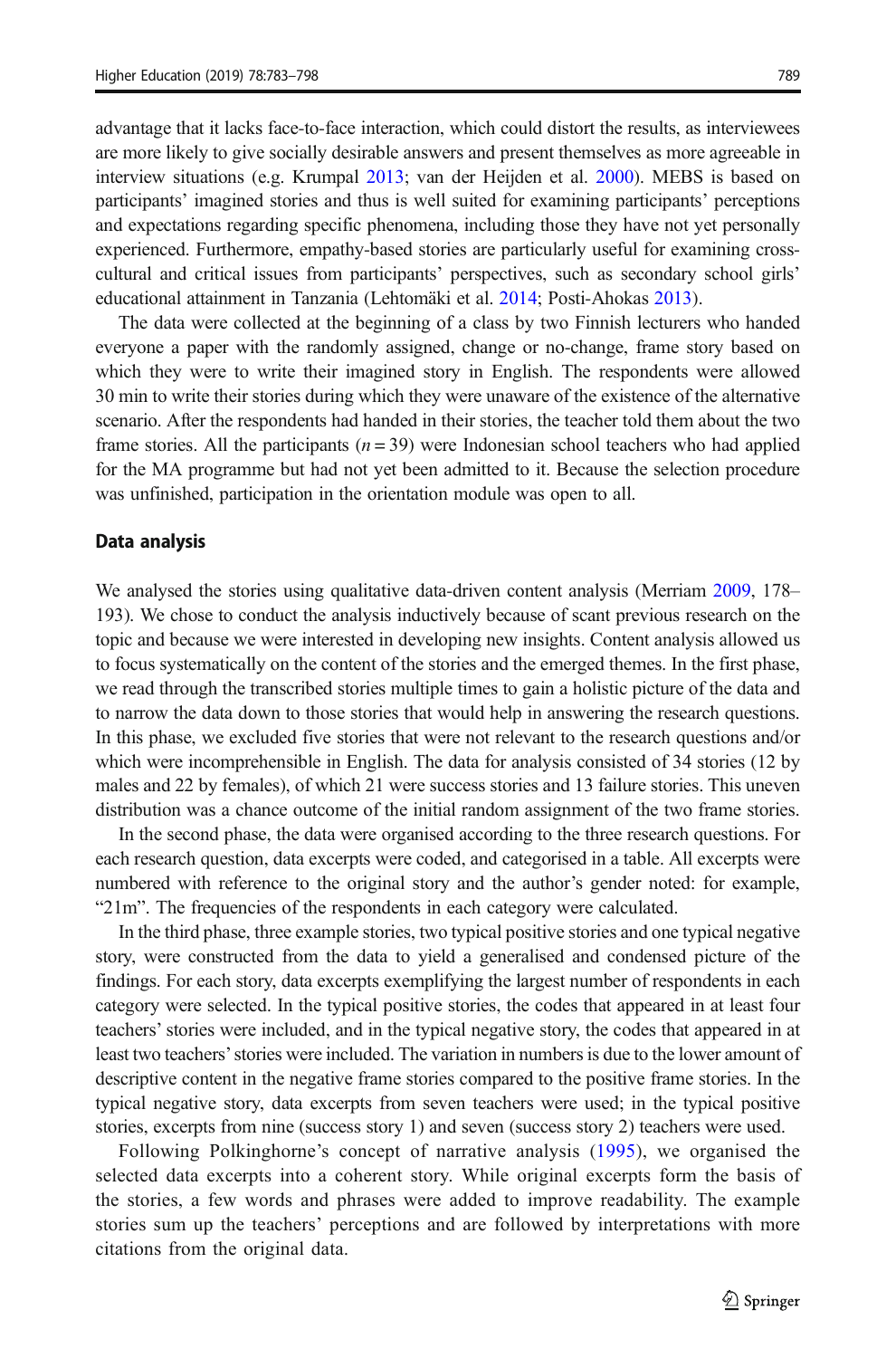advantage that it lacks face-to-face interaction, which could distort the results, as interviewees are more likely to give socially desirable answers and present themselves as more agreeable in interview situations (e.g. Krumpal 2013; van der Heijden et al. 2000). MEBS is based on participants' imagined stories and thus is well suited for examining participants' perceptions and expectations regarding specific phenomena, including those they have not yet personally experienced. Furthermore, empathy-based stories are particularly useful for examining cross-cultural and critical issues from participants' perspectives, such as secondary school girls' educational attainment in Tanzania (Lehtomäki et al. 2014; Posti-Ahokas 2013).

The data were collected at the beginning of a class by two Finnish lecturers who handed everyone a paper with the randomly assigned, change or no-change, frame story based on which they were to write their imagined story in English. The respondents were allowed 30 min to write their stories during which they were unaware of the existence of the alternative scenario. After the respondents had handed in their stories, the teacher told them about the two frame stories. All the participants ($n = 39$) were Indonesian school teachers who had applied for the MA programme but had not yet been admitted to it. Because the selection procedure was unfinished, participation in the orientation module was open to all.

## Data analysis

We analysed the stories using qualitative data-driven content analysis (Merriam 2009, 178–193). We chose to conduct the analysis inductively because of scant previous research on the topic and because we were interested in developing new insights. Content analysis allowed us to focus systematically on the content of the stories and the emerged themes. In the first phase, we read through the transcribed stories multiple times to gain a holistic picture of the data and to narrow the data down to those stories that would help in answering the research questions. In this phase, we excluded five stories that were not relevant to the research questions and/or which were incomprehensible in English. The data for analysis consisted of 34 stories (12 by males and 22 by females), of which 21 were success stories and 13 failure stories. This uneven distribution was a chance outcome of the initial random assignment of the two frame stories.

In the second phase, the data were organised according to the three research questions. For each research question, data excerpts were coded, and categorised in a table. All excerpts were numbered with reference to the original story and the author's gender noted: for example, "21m". The frequencies of the respondents in each category were calculated.

In the third phase, three example stories, two typical positive stories and one typical negative story, were constructed from the data to yield a generalised and condensed picture of the findings. For each story, data excerpts exemplifying the largest number of respondents in each category were selected. In the typical positive stories, the codes that appeared in at least four teachers' stories were included, and in the typical negative story, the codes that appeared in at least two teachers' stories were included. The variation in numbers is due to the lower amount of descriptive content in the negative frame stories compared to the positive frame stories. In the typical negative story, data excerpts from seven teachers were used; in the typical positive stories, excerpts from nine (success story 1) and seven (success story 2) teachers were used.

Following Polkinghorne's concept of narrative analysis (1995), we organised the selected data excerpts into a coherent story. While original excerpts form the basis of the stories, a few words and phrases were added to improve readability. The example stories sum up the teachers' perceptions and are followed by interpretations with more citations from the original data.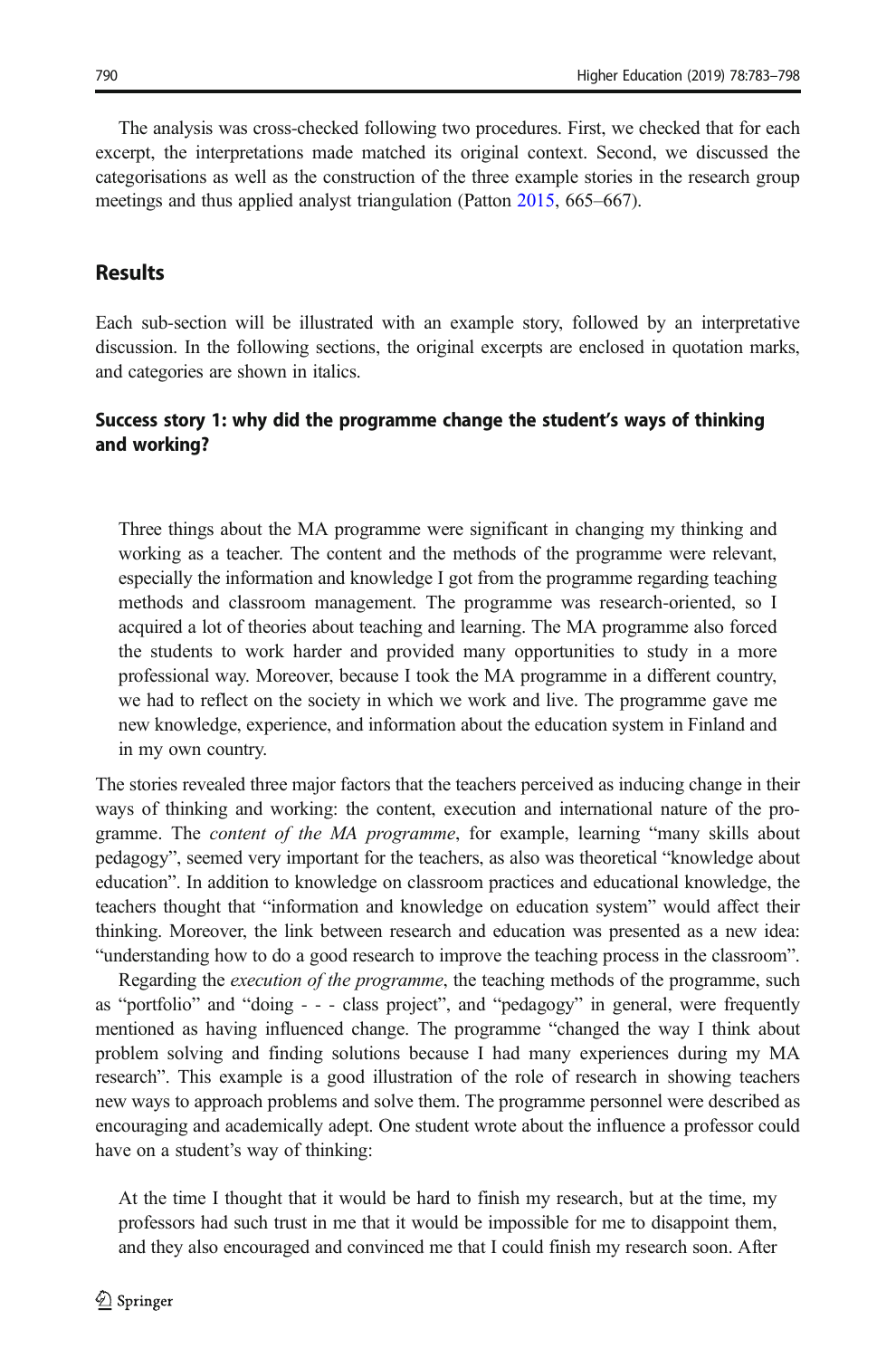The analysis was cross-checked following two procedures. First, we checked that for each excerpt, the interpretations made matched its original context. Second, we discussed the categorisations as well as the construction of the three example stories in the research group meetings and thus applied analyst triangulation (Patton 2015, 665–667).

## Results

Each sub-section will be illustrated with an example story, followed by an interpretative discussion. In the following sections, the original excerpts are enclosed in quotation marks, and categories are shown in italics.

### Success story 1: why did the programme change the student's ways of thinking and working?

> Three things about the MA programme were significant in changing my thinking and working as a teacher. The content and the methods of the programme were relevant, especially the information and knowledge I got from the programme regarding teaching methods and classroom management. The programme was research-oriented, so I acquired a lot of theories about teaching and learning. The MA programme also forced the students to work harder and provided many opportunities to study in a more professional way. Moreover, because I took the MA programme in a different country, we had to reflect on the society in which we work and live. The programme gave me new knowledge, experience, and information about the education system in Finland and in my own country.

The stories revealed three major factors that the teachers perceived as inducing change in their ways of thinking and working: the content, execution and international nature of the programme. The *content of the MA programme*, for example, learning "many skills about pedagogy", seemed very important for the teachers, as also was theoretical "knowledge about education". In addition to knowledge on classroom practices and educational knowledge, the teachers thought that "information and knowledge on education system" would affect their thinking. Moreover, the link between research and education was presented as a new idea: "understanding how to do a good research to improve the teaching process in the classroom".

Regarding the *execution of the programme*, the teaching methods of the programme, such as "portfolio" and "doing - - - class project", and "pedagogy" in general, were frequently mentioned as having influenced change. The programme "changed the way I think about problem solving and finding solutions because I had many experiences during my MA research". This example is a good illustration of the role of research in showing teachers new ways to approach problems and solve them. The programme personnel were described as encouraging and academically adept. One student wrote about the influence a professor could have on a student's way of thinking:

> At the time I thought that it would be hard to finish my research, but at the time, my professors had such trust in me that it would be impossible for me to disappoint them, and they also encouraged and convinced me that I could finish my research soon. After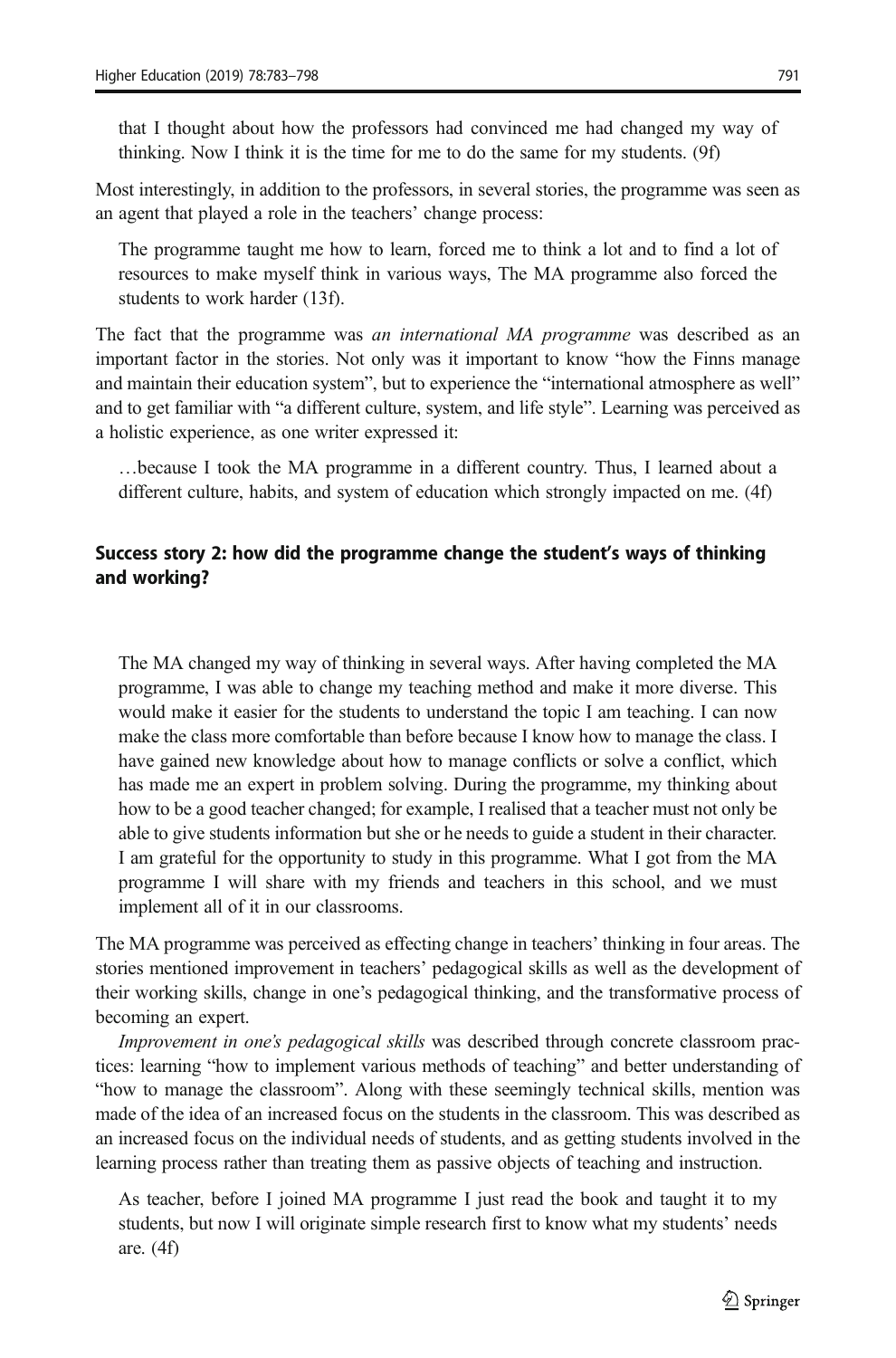> that I thought about how the professors had convinced me had changed my way of thinking. Now I think it is the time for me to do the same for my students. (9f)

Most interestingly, in addition to the professors, in several stories, the programme was seen as an agent that played a role in the teachers' change process:

> The programme taught me how to learn, forced me to think a lot and to find a lot of resources to make myself think in various ways, The MA programme also forced the students to work harder (13f).

The fact that the programme was *an international MA programme* was described as an important factor in the stories. Not only was it important to know "how the Finns manage and maintain their education system", but to experience the "international atmosphere as well" and to get familiar with "a different culture, system, and life style". Learning was perceived as a holistic experience, as one writer expressed it:

> …because I took the MA programme in a different country. Thus, I learned about a different culture, habits, and system of education which strongly impacted on me. (4f)

### Success story 2: how did the programme change the student's ways of thinking and working?

> The MA changed my way of thinking in several ways. After having completed the MA programme, I was able to change my teaching method and make it more diverse. This would make it easier for the students to understand the topic I am teaching. I can now make the class more comfortable than before because I know how to manage the class. I have gained new knowledge about how to manage conflicts or solve a conflict, which has made me an expert in problem solving. During the programme, my thinking about how to be a good teacher changed; for example, I realised that a teacher must not only be able to give students information but she or he needs to guide a student in their character. I am grateful for the opportunity to study in this programme. What I got from the MA programme I will share with my friends and teachers in this school, and we must implement all of it in our classrooms.

The MA programme was perceived as effecting change in teachers' thinking in four areas. The stories mentioned improvement in teachers' pedagogical skills as well as the development of their working skills, change in one's pedagogical thinking, and the transformative process of becoming an expert.

*Improvement in one's pedagogical skills* was described through concrete classroom practices: learning "how to implement various methods of teaching" and better understanding of "how to manage the classroom". Along with these seemingly technical skills, mention was made of the idea of an increased focus on the students in the classroom. This was described as an increased focus on the individual needs of students, and as getting students involved in the learning process rather than treating them as passive objects of teaching and instruction.

> As teacher, before I joined MA programme I just read the book and taught it to my students, but now I will originate simple research first to know what my students' needs are. (4f)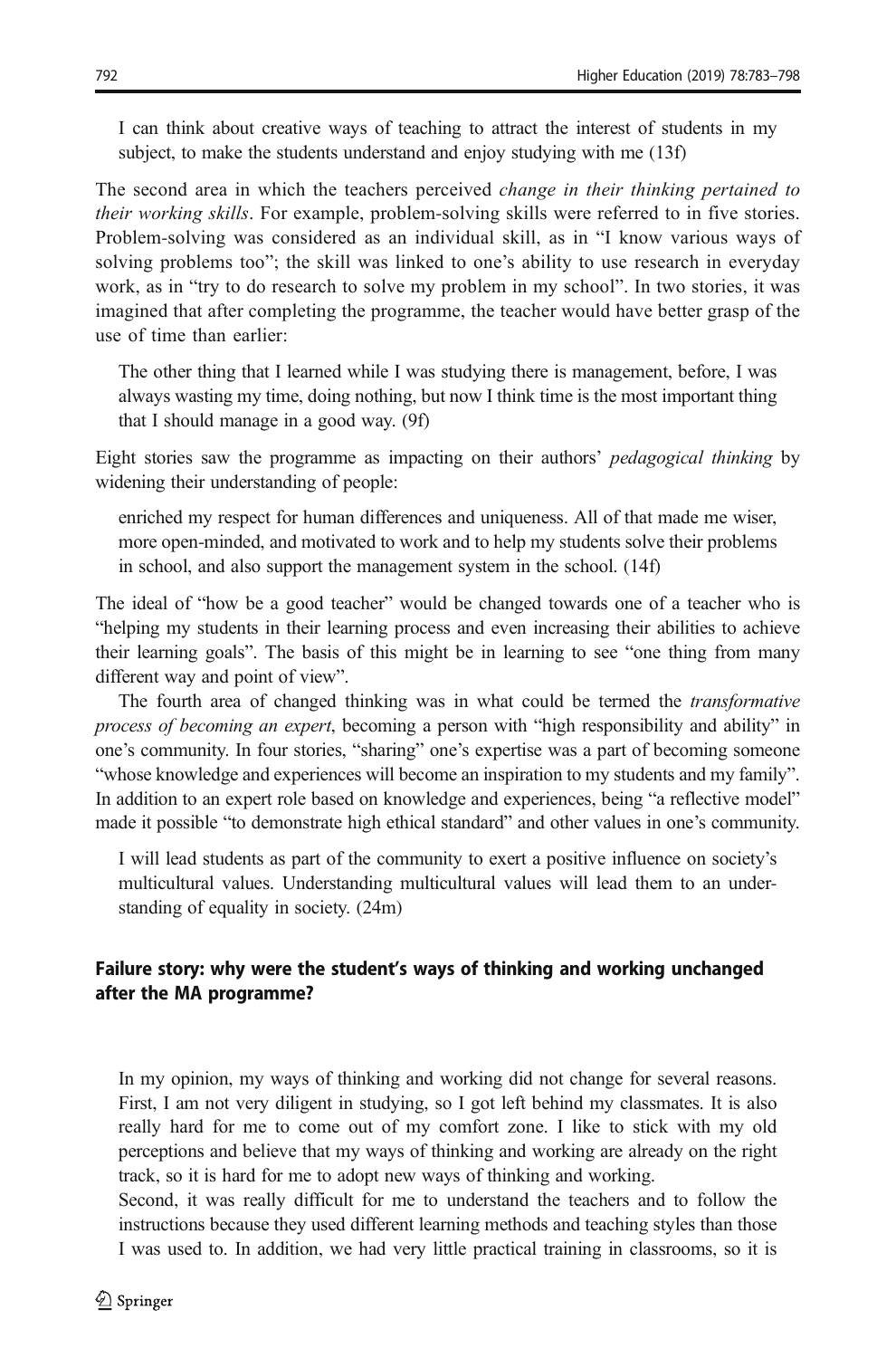> I can think about creative ways of teaching to attract the interest of students in my subject, to make the students understand and enjoy studying with me (13f)

The second area in which the teachers perceived *change in their thinking pertained to their working skills*. For example, problem-solving skills were referred to in five stories. Problem-solving was considered as an individual skill, as in "I know various ways of solving problems too"; the skill was linked to one's ability to use research in everyday work, as in "try to do research to solve my problem in my school". In two stories, it was imagined that after completing the programme, the teacher would have better grasp of the use of time than earlier:

> The other thing that I learned while I was studying there is management, before, I was always wasting my time, doing nothing, but now I think time is the most important thing that I should manage in a good way. (9f)

Eight stories saw the programme as impacting on their authors' *pedagogical thinking* by widening their understanding of people:

> enriched my respect for human differences and uniqueness. All of that made me wiser, more open-minded, and motivated to work and to help my students solve their problems in school, and also support the management system in the school. (14f)

The ideal of "how be a good teacher" would be changed towards one of a teacher who is "helping my students in their learning process and even increasing their abilities to achieve their learning goals". The basis of this might be in learning to see "one thing from many different way and point of view".

The fourth area of changed thinking was in what could be termed the *transformative process of becoming an expert*, becoming a person with "high responsibility and ability" in one's community. In four stories, "sharing" one's expertise was a part of becoming someone "whose knowledge and experiences will become an inspiration to my students and my family". In addition to an expert role based on knowledge and experiences, being "a reflective model" made it possible "to demonstrate high ethical standard" and other values in one's community.

> I will lead students as part of the community to exert a positive influence on society's multicultural values. Understanding multicultural values will lead them to an understanding of equality in society. (24m)

### Failure story: why were the student's ways of thinking and working unchanged after the MA programme?

> In my opinion, my ways of thinking and working did not change for several reasons. First, I am not very diligent in studying, so I got left behind my classmates. It is also really hard for me to come out of my comfort zone. I like to stick with my old perceptions and believe that my ways of thinking and working are already on the right track, so it is hard for me to adopt new ways of thinking and working.
>
> Second, it was really difficult for me to understand the teachers and to follow the instructions because they used different learning methods and teaching styles than those I was used to. In addition, we had very little practical training in classrooms, so it is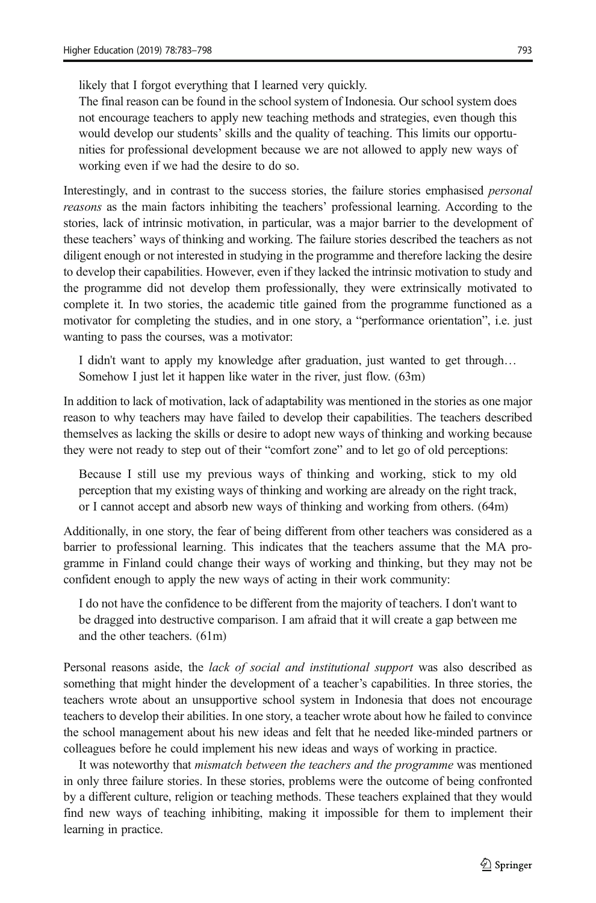likely that I forgot everything that I learned very quickly.

The final reason can be found in the school system of Indonesia. Our school system does not encourage teachers to apply new teaching methods and strategies, even though this would develop our students' skills and the quality of teaching. This limits our opportunities for professional development because we are not allowed to apply new ways of working even if we had the desire to do so.

Interestingly, and in contrast to the success stories, the failure stories emphasised *personal reasons* as the main factors inhibiting the teachers' professional learning. According to the stories, lack of intrinsic motivation, in particular, was a major barrier to the development of these teachers' ways of thinking and working. The failure stories described the teachers as not diligent enough or not interested in studying in the programme and therefore lacking the desire to develop their capabilities. However, even if they lacked the intrinsic motivation to study and the programme did not develop them professionally, they were extrinsically motivated to complete it. In two stories, the academic title gained from the programme functioned as a motivator for completing the studies, and in one story, a "performance orientation", i.e. just wanting to pass the courses, was a motivator:

> I didn't want to apply my knowledge after graduation, just wanted to get through… Somehow I just let it happen like water in the river, just flow. (63m)

In addition to lack of motivation, lack of adaptability was mentioned in the stories as one major reason to why teachers may have failed to develop their capabilities. The teachers described themselves as lacking the skills or desire to adopt new ways of thinking and working because they were not ready to step out of their "comfort zone" and to let go of old perceptions:

> Because I still use my previous ways of thinking and working, stick to my old perception that my existing ways of thinking and working are already on the right track, or I cannot accept and absorb new ways of thinking and working from others. (64m)

Additionally, in one story, the fear of being different from other teachers was considered as a barrier to professional learning. This indicates that the teachers assume that the MA programme in Finland could change their ways of working and thinking, but they may not be confident enough to apply the new ways of acting in their work community:

> I do not have the confidence to be different from the majority of teachers. I don't want to be dragged into destructive comparison. I am afraid that it will create a gap between me and the other teachers. (61m)

Personal reasons aside, the *lack of social and institutional support* was also described as something that might hinder the development of a teacher's capabilities. In three stories, the teachers wrote about an unsupportive school system in Indonesia that does not encourage teachers to develop their abilities. In one story, a teacher wrote about how he failed to convince the school management about his new ideas and felt that he needed like-minded partners or colleagues before he could implement his new ideas and ways of working in practice.

It was noteworthy that *mismatch between the teachers and the programme* was mentioned in only three failure stories. In these stories, problems were the outcome of being confronted by a different culture, religion or teaching methods. These teachers explained that they would find new ways of teaching inhibiting, making it impossible for them to implement their learning in practice.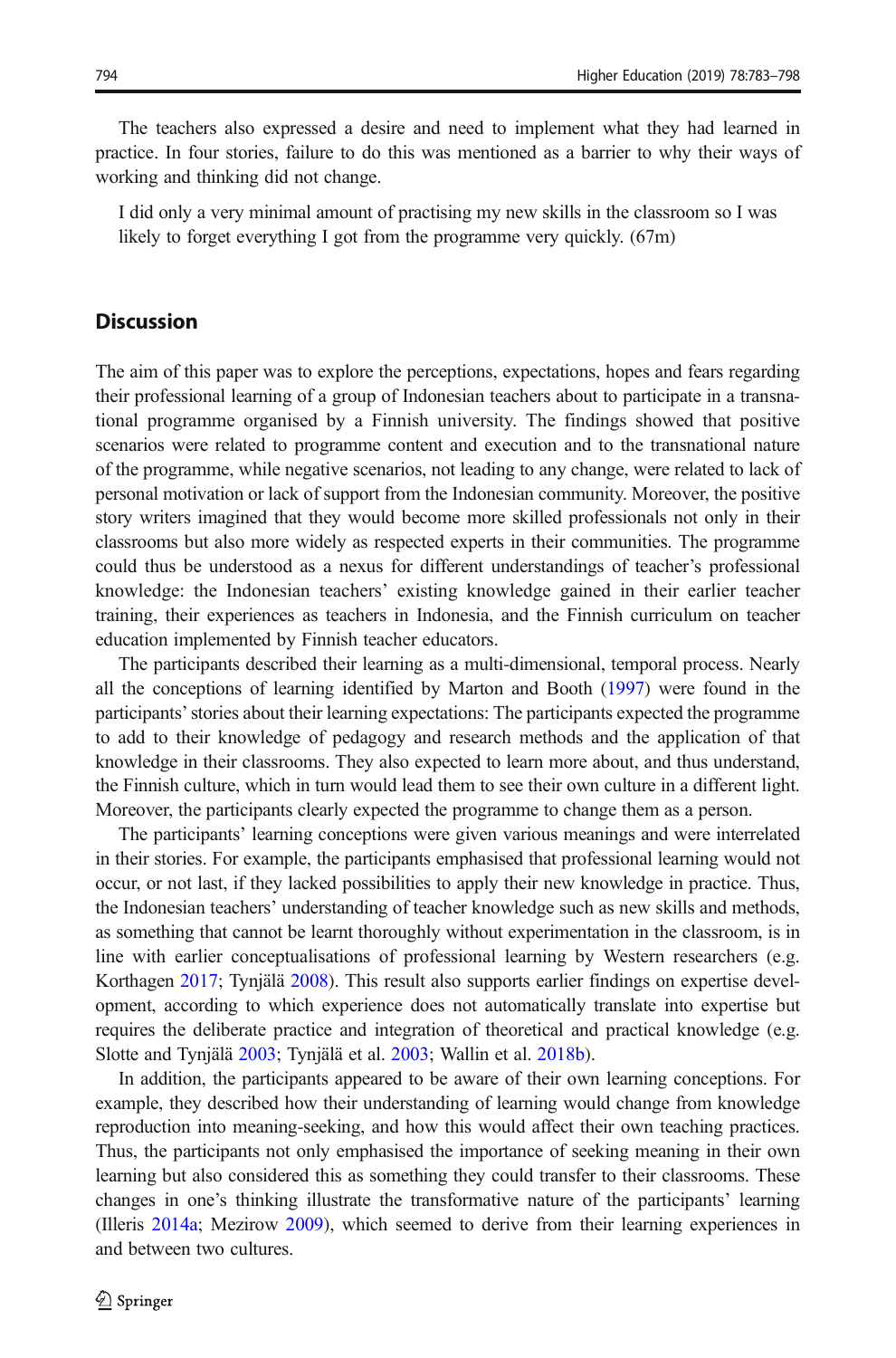The teachers also expressed a desire and need to implement what they had learned in practice. In four stories, failure to do this was mentioned as a barrier to why their ways of working and thinking did not change.

> I did only a very minimal amount of practising my new skills in the classroom so I was likely to forget everything I got from the programme very quickly. (67m)

## Discussion

The aim of this paper was to explore the perceptions, expectations, hopes and fears regarding their professional learning of a group of Indonesian teachers about to participate in a transnational programme organised by a Finnish university. The findings showed that positive scenarios were related to programme content and execution and to the transnational nature of the programme, while negative scenarios, not leading to any change, were related to lack of personal motivation or lack of support from the Indonesian community. Moreover, the positive story writers imagined that they would become more skilled professionals not only in their classrooms but also more widely as respected experts in their communities. The programme could thus be understood as a nexus for different understandings of teacher's professional knowledge: the Indonesian teachers' existing knowledge gained in their earlier teacher training, their experiences as teachers in Indonesia, and the Finnish curriculum on teacher education implemented by Finnish teacher educators.

The participants described their learning as a multi-dimensional, temporal process. Nearly all the conceptions of learning identified by Marton and Booth (1997) were found in the participants' stories about their learning expectations: The participants expected the programme to add to their knowledge of pedagogy and research methods and the application of that knowledge in their classrooms. They also expected to learn more about, and thus understand, the Finnish culture, which in turn would lead them to see their own culture in a different light. Moreover, the participants clearly expected the programme to change them as a person.

The participants' learning conceptions were given various meanings and were interrelated in their stories. For example, the participants emphasised that professional learning would not occur, or not last, if they lacked possibilities to apply their new knowledge in practice. Thus, the Indonesian teachers' understanding of teacher knowledge such as new skills and methods, as something that cannot be learnt thoroughly without experimentation in the classroom, is in line with earlier conceptualisations of professional learning by Western researchers (e.g. Korthagen 2017; Tynjälä 2008). This result also supports earlier findings on expertise development, according to which experience does not automatically translate into expertise but requires the deliberate practice and integration of theoretical and practical knowledge (e.g. Slotte and Tynjälä 2003; Tynjälä et al. 2003; Wallin et al. 2018b).

In addition, the participants appeared to be aware of their own learning conceptions. For example, they described how their understanding of learning would change from knowledge reproduction into meaning-seeking, and how this would affect their own teaching practices. Thus, the participants not only emphasised the importance of seeking meaning in their own learning but also considered this as something they could transfer to their classrooms. These changes in one's thinking illustrate the transformative nature of the participants' learning (Illeris 2014a; Mezirow 2009), which seemed to derive from their learning experiences in and between two cultures.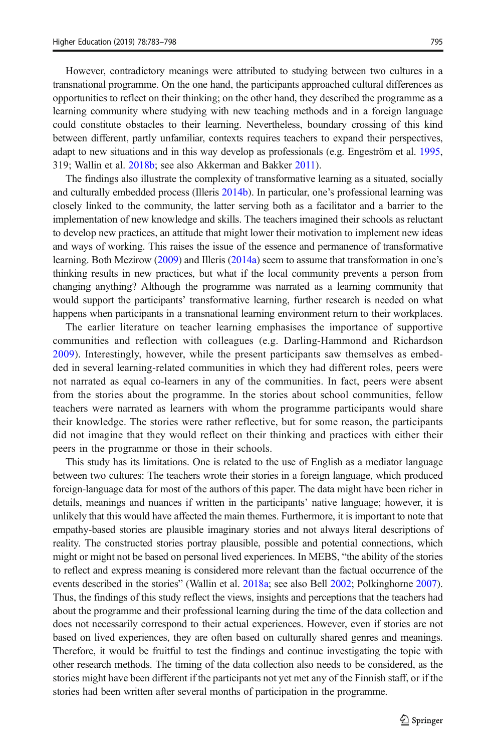However, contradictory meanings were attributed to studying between two cultures in a transnational programme. On the one hand, the participants approached cultural differences as opportunities to reflect on their thinking; on the other hand, they described the programme as a learning community where studying with new teaching methods and in a foreign language could constitute obstacles to their learning. Nevertheless, boundary crossing of this kind between different, partly unfamiliar, contexts requires teachers to expand their perspectives, adapt to new situations and in this way develop as professionals (e.g. Engeström et al. 1995, 319; Wallin et al. 2018b; see also Akkerman and Bakker 2011).

The findings also illustrate the complexity of transformative learning as a situated, socially and culturally embedded process (Illeris 2014b). In particular, one's professional learning was closely linked to the community, the latter serving both as a facilitator and a barrier to the implementation of new knowledge and skills. The teachers imagined their schools as reluctant to develop new practices, an attitude that might lower their motivation to implement new ideas and ways of working. This raises the issue of the essence and permanence of transformative learning. Both Mezirow (2009) and Illeris (2014a) seem to assume that transformation in one's thinking results in new practices, but what if the local community prevents a person from changing anything? Although the programme was narrated as a learning community that would support the participants' transformative learning, further research is needed on what happens when participants in a transnational learning environment return to their workplaces.

The earlier literature on teacher learning emphasises the importance of supportive communities and reflection with colleagues (e.g. Darling-Hammond and Richardson 2009). Interestingly, however, while the present participants saw themselves as embedded in several learning-related communities in which they had different roles, peers were not narrated as equal co-learners in any of the communities. In fact, peers were absent from the stories about the programme. In the stories about school communities, fellow teachers were narrated as learners with whom the programme participants would share their knowledge. The stories were rather reflective, but for some reason, the participants did not imagine that they would reflect on their thinking and practices with either their peers in the programme or those in their schools.

This study has its limitations. One is related to the use of English as a mediator language between two cultures: The teachers wrote their stories in a foreign language, which produced foreign-language data for most of the authors of this paper. The data might have been richer in details, meanings and nuances if written in the participants' native language; however, it is unlikely that this would have affected the main themes. Furthermore, it is important to note that empathy-based stories are plausible imaginary stories and not always literal descriptions of reality. The constructed stories portray plausible, possible and potential connections, which might or might not be based on personal lived experiences. In MEBS, "the ability of the stories to reflect and express meaning is considered more relevant than the factual occurrence of the events described in the stories" (Wallin et al. 2018a; see also Bell 2002; Polkinghorne 2007). Thus, the findings of this study reflect the views, insights and perceptions that the teachers had about the programme and their professional learning during the time of the data collection and does not necessarily correspond to their actual experiences. However, even if stories are not based on lived experiences, they are often based on culturally shared genres and meanings. Therefore, it would be fruitful to test the findings and continue investigating the topic with other research methods. The timing of the data collection also needs to be considered, as the stories might have been different if the participants not yet met any of the Finnish staff, or if the stories had been written after several months of participation in the programme.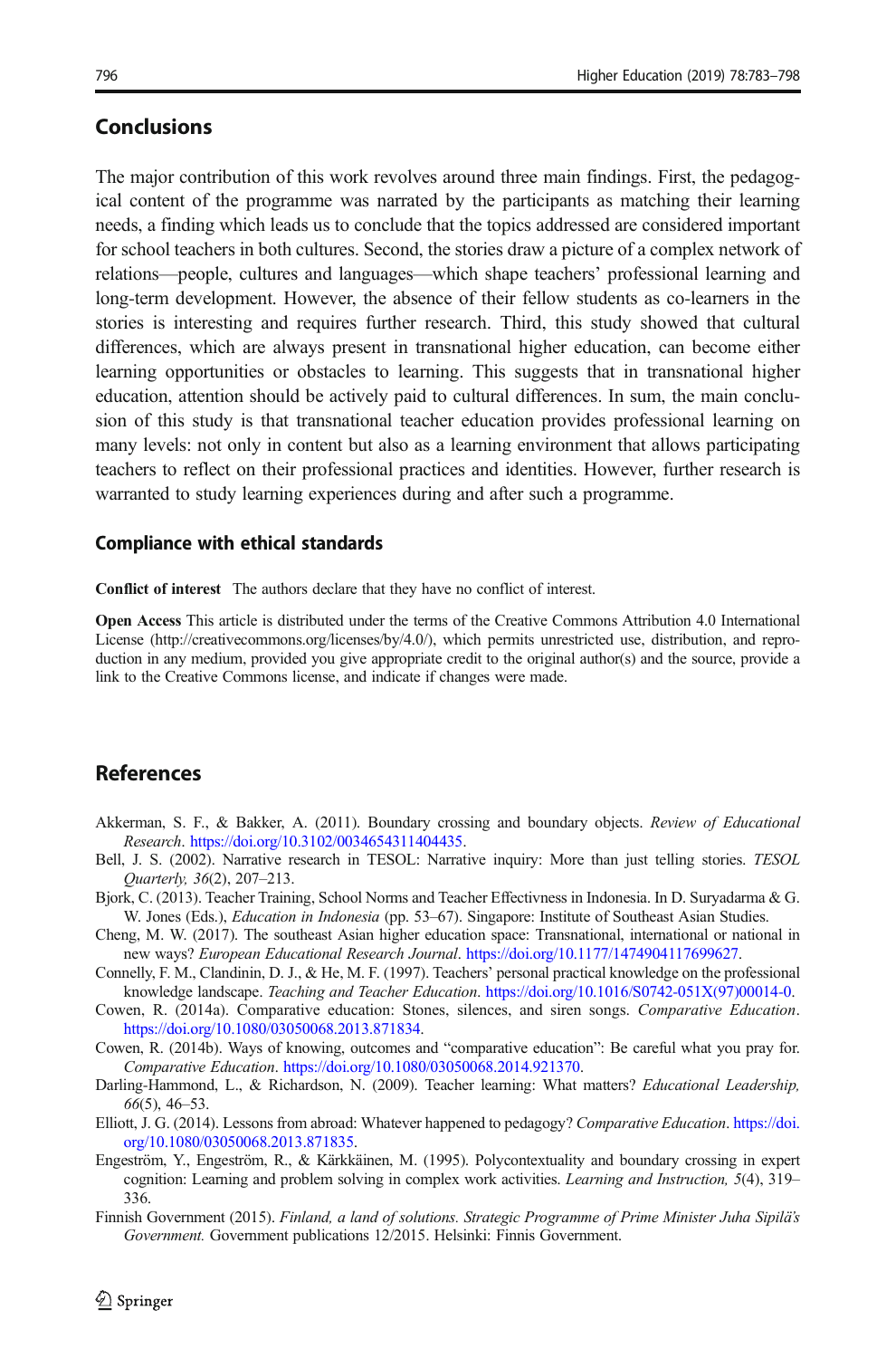## Conclusions

The major contribution of this work revolves around three main findings. First, the pedagogical content of the programme was narrated by the participants as matching their learning needs, a finding which leads us to conclude that the topics addressed are considered important for school teachers in both cultures. Second, the stories draw a picture of a complex network of relations—people, cultures and languages—which shape teachers' professional learning and long-term development. However, the absence of their fellow students as co-learners in the stories is interesting and requires further research. Third, this study showed that cultural differences, which are always present in transnational higher education, can become either learning opportunities or obstacles to learning. This suggests that in transnational higher education, attention should be actively paid to cultural differences. In sum, the main conclusion of this study is that transnational teacher education provides professional learning on many levels: not only in content but also as a learning environment that allows participating teachers to reflect on their professional practices and identities. However, further research is warranted to study learning experiences during and after such a programme.

### Compliance with ethical standards

**Conflict of interest** The authors declare that they have no conflict of interest.

**Open Access** This article is distributed under the terms of the Creative Commons Attribution 4.0 International License (http://creativecommons.org/licenses/by/4.0/), which permits unrestricted use, distribution, and reproduction in any medium, provided you give appropriate credit to the original author(s) and the source, provide a link to the Creative Commons license, and indicate if changes were made.

## References

Akkerman, S. F., & Bakker, A. (2011). Boundary crossing and boundary objects. *Review of Educational Research*. https://doi.org/10.3102/0034654311404435.

Bell, J. S. (2002). Narrative research in TESOL: Narrative inquiry: More than just telling stories. *TESOL Quarterly, 36*(2), 207–213.

Bjork, C. (2013). Teacher Training, School Norms and Teacher Effectivness in Indonesia. In D. Suryadarma & G. W. Jones (Eds.), *Education in Indonesia* (pp. 53–67). Singapore: Institute of Southeast Asian Studies.

Cheng, M. W. (2017). The southeast Asian higher education space: Transnational, international or national in new ways? *European Educational Research Journal*. https://doi.org/10.1177/1474904117699627.

Connelly, F. M., Clandinin, D. J., & He, M. F. (1997). Teachers' personal practical knowledge on the professional knowledge landscape. *Teaching and Teacher Education*. https://doi.org/10.1016/S0742-051X(97)00014-0.

Cowen, R. (2014a). Comparative education: Stones, silences, and siren songs. *Comparative Education*. https://doi.org/10.1080/03050068.2013.871834.

Cowen, R. (2014b). Ways of knowing, outcomes and "comparative education": Be careful what you pray for. *Comparative Education*. https://doi.org/10.1080/03050068.2014.921370.

Darling-Hammond, L., & Richardson, N. (2009). Teacher learning: What matters? *Educational Leadership, 66*(5), 46–53.

Elliott, J. G. (2014). Lessons from abroad: Whatever happened to pedagogy? *Comparative Education*. https://doi.org/10.1080/03050068.2013.871835.

Engeström, Y., Engeström, R., & Kärkkäinen, M. (1995). Polycontextuality and boundary crossing in expert cognition: Learning and problem solving in complex work activities. *Learning and Instruction, 5*(4), 319–336.

Finnish Government (2015). *Finland, a land of solutions. Strategic Programme of Prime Minister Juha Sipilä's Government.* Government publications 12/2015. Helsinki: Finnis Government.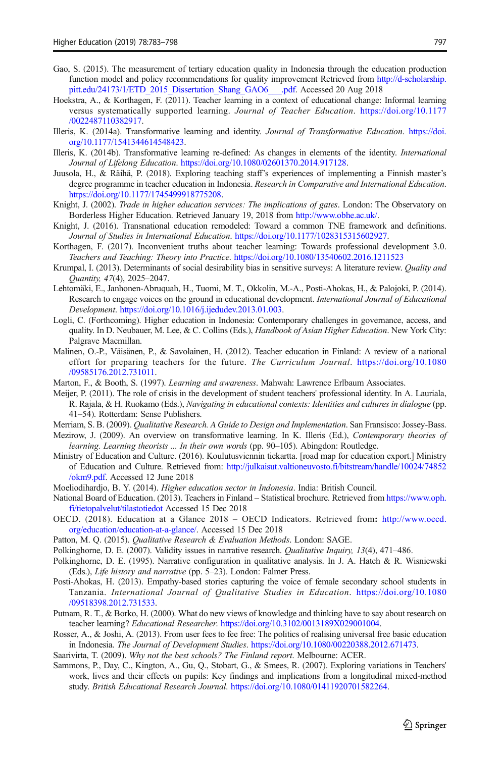Gao, S. (2015). The measurement of tertiary education quality in Indonesia through the education production function model and policy recommendations for quality improvement Retrieved from http://d-scholarship.pitt.edu/24173/1/ETD_2015_Dissertation_Shang_GAO6___.pdf. Accessed 20 Aug 2018

Hoekstra, A., & Korthagen, F. (2011). Teacher learning in a context of educational change: Informal learning versus systematically supported learning. *Journal of Teacher Education*. https://doi.org/10.1177/0022487110382917.

Illeris, K. (2014a). Transformative learning and identity. *Journal of Transformative Education*. https://doi.org/10.1177/1541344614548423.

Illeris, K. (2014b). Transformative learning re-defined: As changes in elements of the identity. *International Journal of Lifelong Education*. https://doi.org/10.1080/02601370.2014.917128.

Juusola, H., & Räihä, P. (2018). Exploring teaching staff's experiences of implementing a Finnish master's degree programme in teacher education in Indonesia. *Research in Comparative and International Education*. https://doi.org/10.1177/1745499918775208.

Knight, J. (2002). *Trade in higher education services: The implications of gates*. London: The Observatory on Borderless Higher Education. Retrieved January 19, 2018 from http://www.obhe.ac.uk/.

Knight, J. (2016). Transnational education remodeled: Toward a common TNE framework and definitions. *Journal of Studies in International Education*. https://doi.org/10.1177/1028315315602927.

Korthagen, F. (2017). Inconvenient truths about teacher learning: Towards professional development 3.0. *Teachers and Teaching: Theory into Practice*. https://doi.org/10.1080/13540602.2016.1211523

Krumpal, I. (2013). Determinants of social desirability bias in sensitive surveys: A literature review. *Quality and Quantity, 47*(4), 2025–2047.

Lehtomäki, E., Janhonen-Abruquah, H., Tuomi, M. T., Okkolin, M.-A., Posti-Ahokas, H., & Palojoki, P. (2014). Research to engage voices on the ground in educational development. *International Journal of Educational Development*. https://doi.org/10.1016/j.ijedudev.2013.01.003.

Logli, C. (Forthcoming). Higher education in Indonesia: Contemporary challenges in governance, access, and quality. In D. Neubauer, M. Lee, & C. Collins (Eds.), *Handbook of Asian Higher Education*. New York City: Palgrave Macmillan.

Malinen, O.-P., Väisänen, P., & Savolainen, H. (2012). Teacher education in Finland: A review of a national effort for preparing teachers for the future. *The Curriculum Journal*. https://doi.org/10.1080/09585176.2012.731011.

Marton, F., & Booth, S. (1997). *Learning and awareness*. Mahwah: Lawrence Erlbaum Associates.

Meijer, P. (2011). The role of crisis in the development of student teachers' professional identity. In A. Lauriala, R. Rajala, & H. Ruokamo (Eds.), *Navigating in educational contexts: Identities and cultures in dialogue* (pp. 41–54). Rotterdam: Sense Publishers.

Merriam, S. B. (2009). *Qualitative Research. A Guide to Design and Implementation*. San Fransisco: Jossey-Bass.

Mezirow, J. (2009). An overview on transformative learning. In K. Illeris (Ed.), *Contemporary theories of learning. Learning theorists ... In their own words* (pp. 90–105). Abingdon: Routledge.

Ministry of Education and Culture. (2016). Koulutusviennin tiekartta. [road map for education export.] Ministry of Education and Culture. Retrieved from: http://julkaisut.valtioneuvosto.fi/bitstream/handle/10024/74852/okm9.pdf. Accessed 12 June 2018

Moeliodihardjo, B. Y. (2014). *Higher education sector in Indonesia*. India: British Council.

National Board of Education. (2013). Teachers in Finland – Statistical brochure. Retrieved from https://www.oph.fi/tietopalvelut/tilastotiedot Accessed 15 Dec 2018

OECD. (2018). Education at a Glance 2018 – OECD Indicators. Retrieved from: http://www.oecd.org/education/education-at-a-glance/. Accessed 15 Dec 2018

Patton, M. Q. (2015). *Qualitative Research & Evaluation Methods*. London: SAGE.

Polkinghorne, D. E. (2007). Validity issues in narrative research. *Qualitative Inquiry, 13*(4), 471–486.

Polkinghorne, D. E. (1995). Narrative configuration in qualitative analysis. In J. A. Hatch & R. Wisniewski (Eds.), *Life history and narrative* (pp. 5–23). London: Falmer Press.

Posti-Ahokas, H. (2013). Empathy-based stories capturing the voice of female secondary school students in Tanzania. *International Journal of Qualitative Studies in Education*. https://doi.org/10.1080/09518398.2012.731533.

Putnam, R. T., & Borko, H. (2000). What do new views of knowledge and thinking have to say about research on teacher learning? *Educational Researcher*. https://doi.org/10.3102/0013189X029001004.

Rosser, A., & Joshi, A. (2013). From user fees to fee free: The politics of realising universal free basic education in Indonesia. *The Journal of Development Studies*. https://doi.org/10.1080/00220388.2012.671473.

Saarivirta, T. (2009). *Why not the best schools? The Finland report*. Melbourne: ACER.

Sammons, P., Day, C., Kington, A., Gu, Q., Stobart, G., & Smees, R. (2007). Exploring variations in Teachers' work, lives and their effects on pupils: Key findings and implications from a longitudinal mixed-method study. *British Educational Research Journal*. https://doi.org/10.1080/01411920701582264.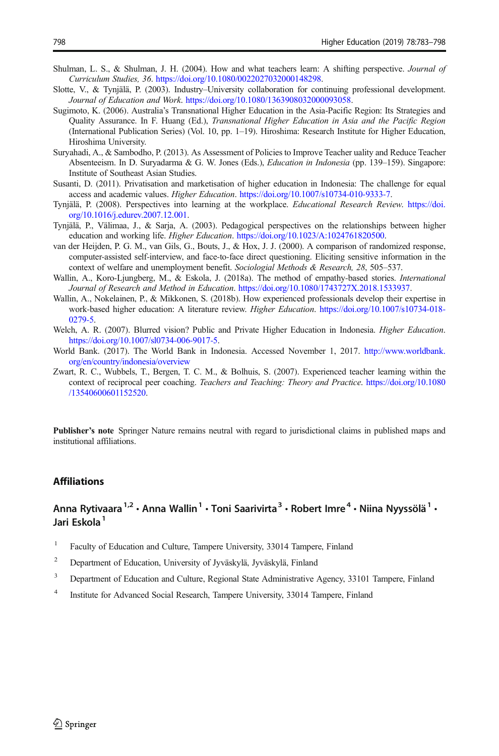Shulman, L. S., & Shulman, J. H. (2004). How and what teachers learn: A shifting perspective. *Journal of Curriculum Studies, 36*. https://doi.org/10.1080/0022027032000148298.

Slotte, V., & Tynjälä, P. (2003). Industry–University collaboration for continuing professional development. *Journal of Education and Work*. https://doi.org/10.1080/1363908032000093058.

Sugimoto, K. (2006). Australia's Transnational Higher Education in the Asia-Pacific Region: Its Strategies and Quality Assurance. In F. Huang (Ed.), *Transnational Higher Education in Asia and the Pacific Region* (International Publication Series) (Vol. 10, pp. 1–19). Hiroshima: Research Institute for Higher Education, Hiroshima University.

Suryahadi, A., & Sambodho, P. (2013). As Assessment of Policies to Improve Teacher uality and Reduce Teacher Absenteeism. In D. Suryadarma & G. W. Jones (Eds.), *Education in Indonesia* (pp. 139–159). Singapore: Institute of Southeast Asian Studies.

Susanti, D. (2011). Privatisation and marketisation of higher education in Indonesia: The challenge for equal access and academic values. *Higher Education*. https://doi.org/10.1007/s10734-010-9333-7.

Tynjälä, P. (2008). Perspectives into learning at the workplace. *Educational Research Review*. https://doi.org/10.1016/j.edurev.2007.12.001.

Tynjälä, P., Välimaa, J., & Sarja, A. (2003). Pedagogical perspectives on the relationships between higher education and working life. *Higher Education*. https://doi.org/10.1023/A:1024761820500.

van der Heijden, P. G. M., van Gils, G., Bouts, J., & Hox, J. J. (2000). A comparison of randomized response, computer-assisted self-interview, and face-to-face direct questioning. Eliciting sensitive information in the context of welfare and unemployment benefit. *Sociological Methods & Research, 28*, 505–537.

Wallin, A., Koro-Ljungberg, M., & Eskola, J. (2018a). The method of empathy-based stories. *International Journal of Research and Method in Education*. https://doi.org/10.1080/1743727X.2018.1533937.

Wallin, A., Nokelainen, P., & Mikkonen, S. (2018b). How experienced professionals develop their expertise in work-based higher education: A literature review. *Higher Education*. https://doi.org/10.1007/s10734-018-0279-5.

Welch, A. R. (2007). Blurred vision? Public and Private Higher Education in Indonesia. *Higher Education*. https://doi.org/10.1007/sl0734-006-9017-5.

World Bank. (2017). The World Bank in Indonesia. Accessed November 1, 2017. http://www.worldbank.org/en/country/indonesia/overview

Zwart, R. C., Wubbels, T., Bergen, T. C. M., & Bolhuis, S. (2007). Experienced teacher learning within the context of reciprocal peer coaching. *Teachers and Teaching: Theory and Practice*. https://doi.org/10.1080/13540600601152520.

**Publisher's note** Springer Nature remains neutral with regard to jurisdictional claims in published maps and institutional affiliations.

## Affiliations

**Anna Rytivaara[1,2] • Anna Wallin[1] • Toni Saarivirta[3] • Robert Imre[4] • Niina Nyyssölä[1] • Jari Eskola[1]**

[1] Faculty of Education and Culture, Tampere University, 33014 Tampere, Finland

[2] Department of Education, University of Jyväskylä, Jyväskylä, Finland

[3] Department of Education and Culture, Regional State Administrative Agency, 33101 Tampere, Finland

[4] Institute for Advanced Social Research, Tampere University, 33014 Tampere, Finland